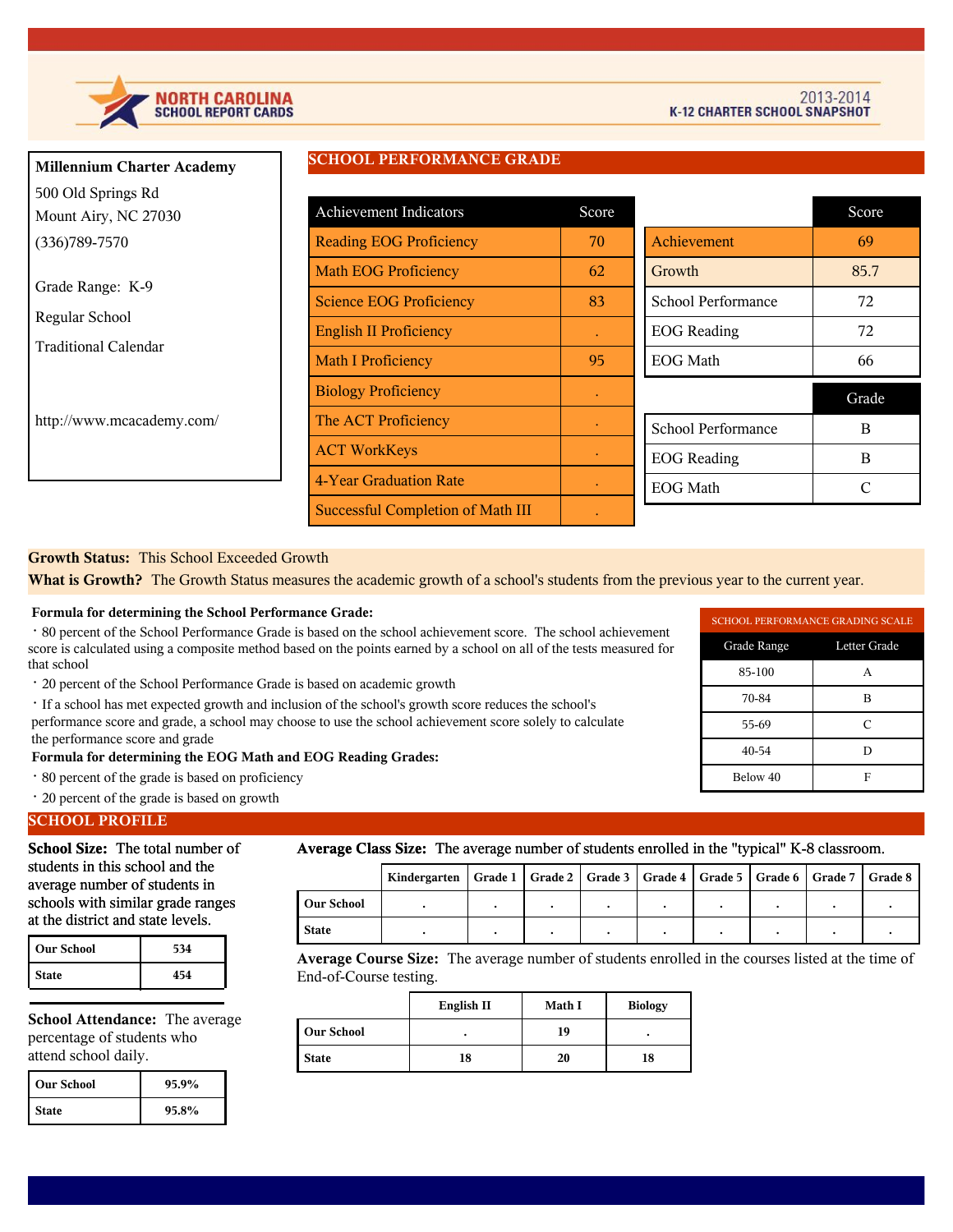NORTH CAROLINA SCHOOL REPORT CARDS

2013-2014 K-12 CHARTER SCHOOL SNAPSHOT

**Millennium Charter Academy**

500 Old Springs Rd
Mount Airy, NC 27030
(336)789-7570

Grade Range: K-9

Regular School

Traditional Calendar

http://www.mcacademy.com/

## SCHOOL PERFORMANCE GRADE

| Achievement Indicators | Score |
|---|---|
| Reading EOG Proficiency | 70 |
| Math EOG Proficiency | 62 |
| Science EOG Proficiency | 83 |
| English II Proficiency | . |
| Math I Proficiency | 95 |
| Biology Proficiency | . |
| The ACT Proficiency | . |
| ACT WorkKeys | . |
| 4-Year Graduation Rate | . |
| Successful Completion of Math III | . |

| | Score |
|---|---|
| Achievement | 69 |
| Growth | 85.7 |
| School Performance | 72 |
| EOG Reading | 72 |
| EOG Math | 66 |

| | Grade |
|---|---|
| School Performance | B |
| EOG Reading | B |
| EOG Math | C |

**Growth Status:** This School Exceeded Growth

**What is Growth?** The Growth Status measures the academic growth of a school's students from the previous year to the current year.

**Formula for determining the School Performance Grade:**

- 80 percent of the School Performance Grade is based on the school achievement score. The school achievement score is calculated using a composite method based on the points earned by a school on all of the tests measured for that school
- 20 percent of the School Performance Grade is based on academic growth
- If a school has met expected growth and inclusion of the school's growth score reduces the school's performance score and grade, a school may choose to use the school achievement score solely to calculate the performance score and grade

**Formula for determining the EOG Math and EOG Reading Grades:**

- 80 percent of the grade is based on proficiency
- 20 percent of the grade is based on growth

SCHOOL PERFORMANCE GRADING SCALE

| Grade Range | Letter Grade |
|---|---|
| 85-100 | A |
| 70-84 | B |
| 55-69 | C |
| 40-54 | D |
| Below 40 | F |

## SCHOOL PROFILE

**School Size:** The total number of students in this school and the average number of students in schools with similar grade ranges at the district and state levels.

| | |
|---|---|
| Our School | 534 |
| State | 454 |

**School Attendance:** The average percentage of students who attend school daily.

| | |
|---|---|
| Our School | 95.9% |
| State | 95.8% |

**Average Class Size:** The average number of students enrolled in the "typical" K-8 classroom.

| | Kindergarten | Grade 1 | Grade 2 | Grade 3 | Grade 4 | Grade 5 | Grade 6 | Grade 7 | Grade 8 |
|---|---|---|---|---|---|---|---|---|---|
| Our School | . | . | . | . | . | . | . | . | . |
| State | . | . | . | . | . | . | . | . | . |

**Average Course Size:** The average number of students enrolled in the courses listed at the time of End-of-Course testing.

| | English II | Math I | Biology |
|---|---|---|---|
| Our School | . | 19 | . |
| State | 18 | 20 | 18 |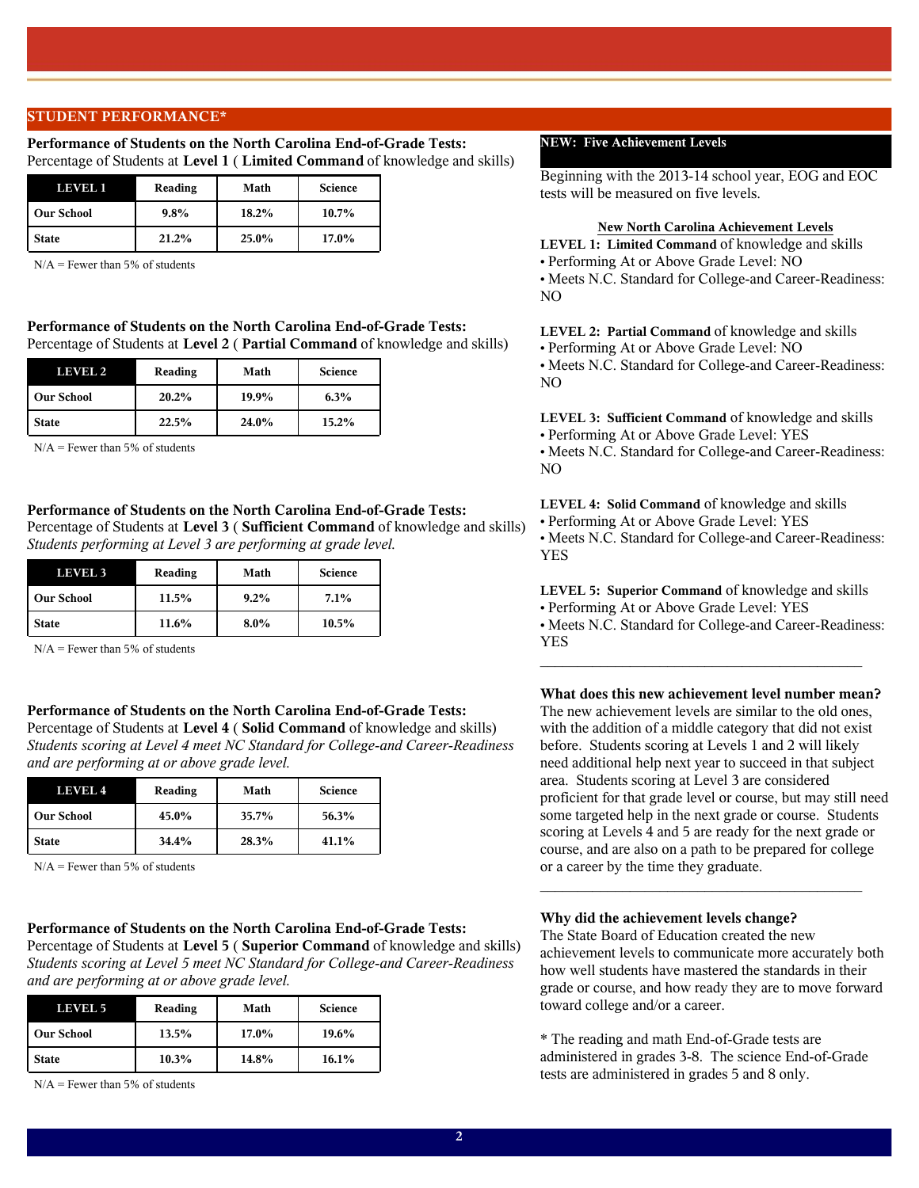## STUDENT PERFORMANCE*

**Performance of Students on the North Carolina End-of-Grade Tests:**
Percentage of Students at **Level 1** ( **Limited Command** of knowledge and skills)

| LEVEL 1 | Reading | Math | Science |
|---|---|---|---|
| Our School | 9.8% | 18.2% | 10.7% |
| State | 21.2% | 25.0% | 17.0% |

N/A = Fewer than 5% of students

**Performance of Students on the North Carolina End-of-Grade Tests:**
Percentage of Students at **Level 2** ( **Partial Command** of knowledge and skills)

| LEVEL 2 | Reading | Math | Science |
|---|---|---|---|
| Our School | 20.2% | 19.9% | 6.3% |
| State | 22.5% | 24.0% | 15.2% |

N/A = Fewer than 5% of students

**Performance of Students on the North Carolina End-of-Grade Tests:**
Percentage of Students at **Level 3** ( **Sufficient Command** of knowledge and skills)
*Students performing at Level 3 are performing at grade level.*

| LEVEL 3 | Reading | Math | Science |
|---|---|---|---|
| Our School | 11.5% | 9.2% | 7.1% |
| State | 11.6% | 8.0% | 10.5% |

N/A = Fewer than 5% of students

**Performance of Students on the North Carolina End-of-Grade Tests:**
Percentage of Students at **Level 4** ( **Solid Command** of knowledge and skills)
*Students scoring at Level 4 meet NC Standard for College-and Career-Readiness and are performing at or above grade level.*

| LEVEL 4 | Reading | Math | Science |
|---|---|---|---|
| Our School | 45.0% | 35.7% | 56.3% |
| State | 34.4% | 28.3% | 41.1% |

N/A = Fewer than 5% of students

**Performance of Students on the North Carolina End-of-Grade Tests:**
Percentage of Students at **Level 5** ( **Superior Command** of knowledge and skills)
*Students scoring at Level 5 meet NC Standard for College-and Career-Readiness and are performing at or above grade level.*

| LEVEL 5 | Reading | Math | Science |
|---|---|---|---|
| Our School | 13.5% | 17.0% | 19.6% |
| State | 10.3% | 14.8% | 16.1% |

N/A = Fewer than 5% of students

### NEW: Five Achievement Levels

Beginning with the 2013-14 school year, EOG and EOC tests will be measured on five levels.

**New North Carolina Achievement Levels**

**LEVEL 1: Limited Command** of knowledge and skills
- Performing At or Above Grade Level: NO
- Meets N.C. Standard for College-and Career-Readiness: NO

**LEVEL 2: Partial Command** of knowledge and skills
- Performing At or Above Grade Level: NO
- Meets N.C. Standard for College-and Career-Readiness: NO

**LEVEL 3: Sufficient Command** of knowledge and skills
- Performing At or Above Grade Level: YES
- Meets N.C. Standard for College-and Career-Readiness: NO

**LEVEL 4: Solid Command** of knowledge and skills
- Performing At or Above Grade Level: YES
- Meets N.C. Standard for College-and Career-Readiness: YES

**LEVEL 5: Superior Command** of knowledge and skills
- Performing At or Above Grade Level: YES
- Meets N.C. Standard for College-and Career-Readiness: YES

**What does this new achievement level number mean?**
The new achievement levels are similar to the old ones, with the addition of a middle category that did not exist before. Students scoring at Levels 1 and 2 will likely need additional help next year to succeed in that subject area. Students scoring at Level 3 are considered proficient for that grade level or course, but may still need some targeted help in the next grade or course. Students scoring at Levels 4 and 5 are ready for the next grade or course, and are also on a path to be prepared for college or a career by the time they graduate.

**Why did the achievement levels change?**
The State Board of Education created the new achievement levels to communicate more accurately both how well students have mastered the standards in their grade or course, and how ready they are to move forward toward college and/or a career.

* The reading and math End-of-Grade tests are administered in grades 3-8. The science End-of-Grade tests are administered in grades 5 and 8 only.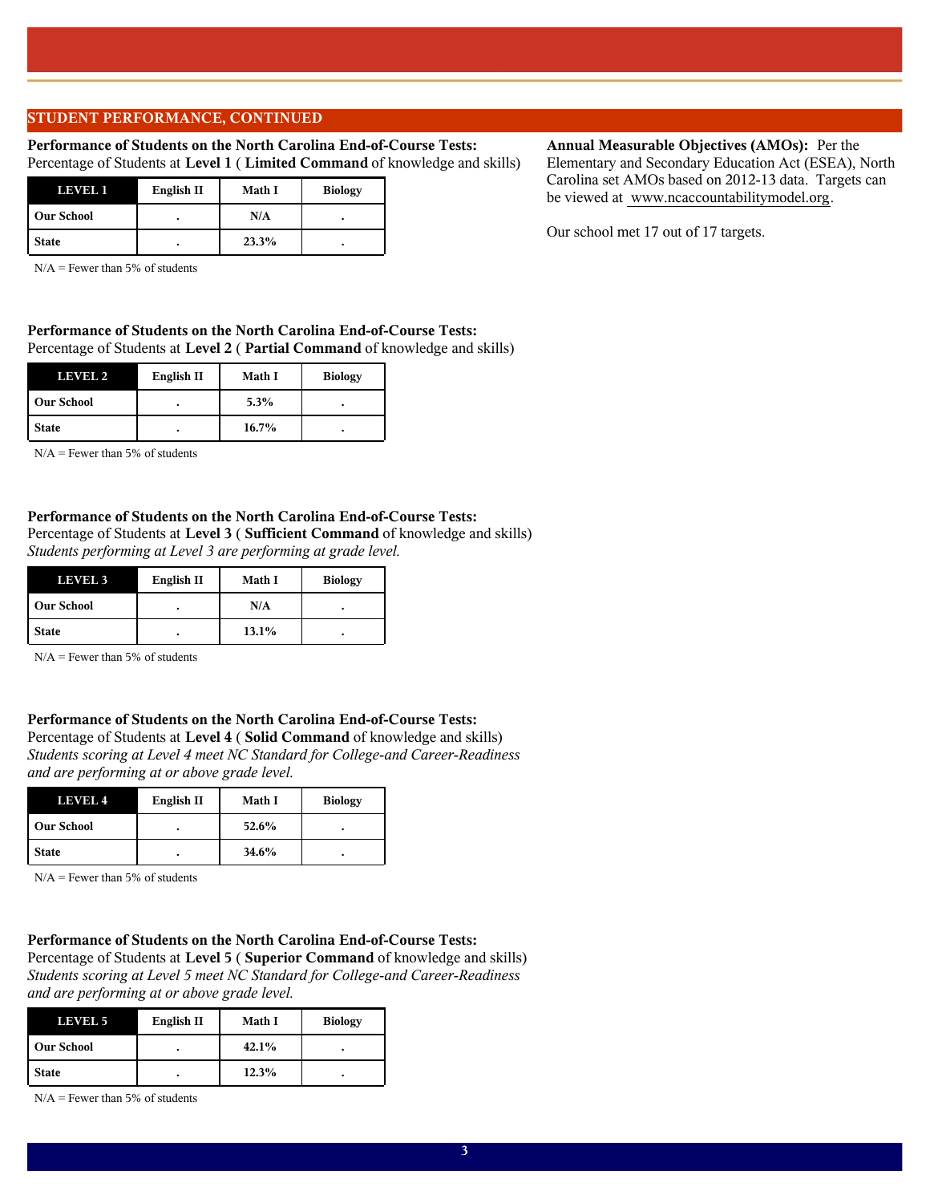## STUDENT PERFORMANCE, CONTINUED

**Performance of Students on the North Carolina End-of-Course Tests:**
Percentage of Students at **Level 1** ( **Limited Command** of knowledge and skills)

| LEVEL 1 | English II | Math I | Biology |
|---|---|---|---|
| **Our School** | . | N/A | . |
| **State** | . | 23.3% | . |

N/A = Fewer than 5% of students

**Performance of Students on the North Carolina End-of-Course Tests:**
Percentage of Students at **Level 2** ( **Partial Command** of knowledge and skills)

| LEVEL 2 | English II | Math I | Biology |
|---|---|---|---|
| **Our School** | . | 5.3% | . |
| **State** | . | 16.7% | . |

N/A = Fewer than 5% of students

**Performance of Students on the North Carolina End-of-Course Tests:**
Percentage of Students at **Level 3** ( **Sufficient Command** of knowledge and skills)
*Students performing at Level 3 are performing at grade level.*

| LEVEL 3 | English II | Math I | Biology |
|---|---|---|---|
| **Our School** | . | N/A | . |
| **State** | . | 13.1% | . |

N/A = Fewer than 5% of students

**Performance of Students on the North Carolina End-of-Course Tests:**
Percentage of Students at **Level 4** ( **Solid Command** of knowledge and skills)
*Students scoring at Level 4 meet NC Standard for College-and Career-Readiness and are performing at or above grade level.*

| LEVEL 4 | English II | Math I | Biology |
|---|---|---|---|
| **Our School** | . | 52.6% | . |
| **State** | . | 34.6% | . |

N/A = Fewer than 5% of students

**Performance of Students on the North Carolina End-of-Course Tests:**
Percentage of Students at **Level 5** ( **Superior Command** of knowledge and skills)
*Students scoring at Level 5 meet NC Standard for College-and Career-Readiness and are performing at or above grade level.*

| LEVEL 5 | English II | Math I | Biology |
|---|---|---|---|
| **Our School** | . | 42.1% | . |
| **State** | . | 12.3% | . |

N/A = Fewer than 5% of students

**Annual Measurable Objectives (AMOs):** Per the Elementary and Secondary Education Act (ESEA), North Carolina set AMOs based on 2012-13 data. Targets can be viewed at www.ncaccountabilitymodel.org.

Our school met 17 out of 17 targets.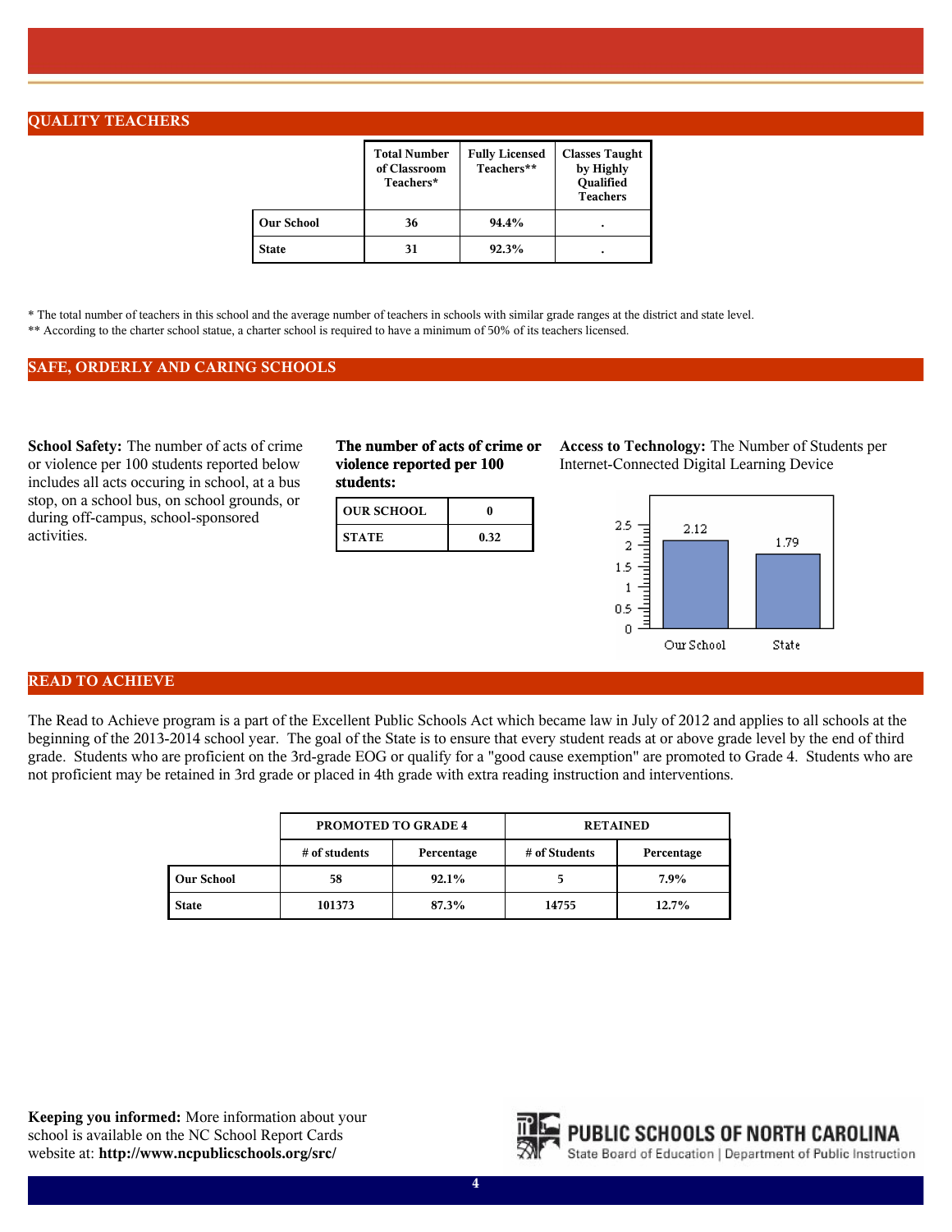## QUALITY TEACHERS

| | Total Number of Classroom Teachers* | Fully Licensed Teachers** | Classes Taught by Highly Qualified Teachers |
|---|---|---|---|
| **Our School** | 36 | 94.4% | . |
| **State** | 31 | 92.3% | . |

* The total number of teachers in this school and the average number of teachers in schools with similar grade ranges at the district and state level.

** According to the charter school statue, a charter school is required to have a minimum of 50% of its teachers licensed.

## SAFE, ORDERLY AND CARING SCHOOLS

**School Safety:** The number of acts of crime or violence per 100 students reported below includes all acts occuring in school, at a bus stop, on a school bus, on school grounds, or during off-campus, school-sponsored activities.

**The number of acts of crime or violence reported per 100 students:**

| | |
|---|---|
| **OUR SCHOOL** | 0 |
| **STATE** | 0.32 |

**Access to Technology:** The Number of Students per Internet-Connected Digital Learning Device

2.12
1.79
Our School
State

## READ TO ACHIEVE

The Read to Achieve program is a part of the Excellent Public Schools Act which became law in July of 2012 and applies to all schools at the beginning of the 2013-2014 school year. The goal of the State is to ensure that every student reads at or above grade level by the end of third grade. Students who are proficient on the 3rd-grade EOG or qualify for a "good cause exemption" are promoted to Grade 4. Students who are not proficient may be retained in 3rd grade or placed in 4th grade with extra reading instruction and interventions.

| | PROMOTED TO GRADE 4 | | RETAINED | |
|---|---|---|---|---|
| | # of students | Percentage | # of Students | Percentage |
| **Our School** | 58 | 92.1% | 5 | 7.9% |
| **State** | 101373 | 87.3% | 14755 | 12.7% |

**Keeping you informed:** More information about your school is available on the NC School Report Cards website at: **http://www.ncpublicschools.org/src/**

PUBLIC SCHOOLS OF NORTH CAROLINA
State Board of Education | Department of Public Instruction